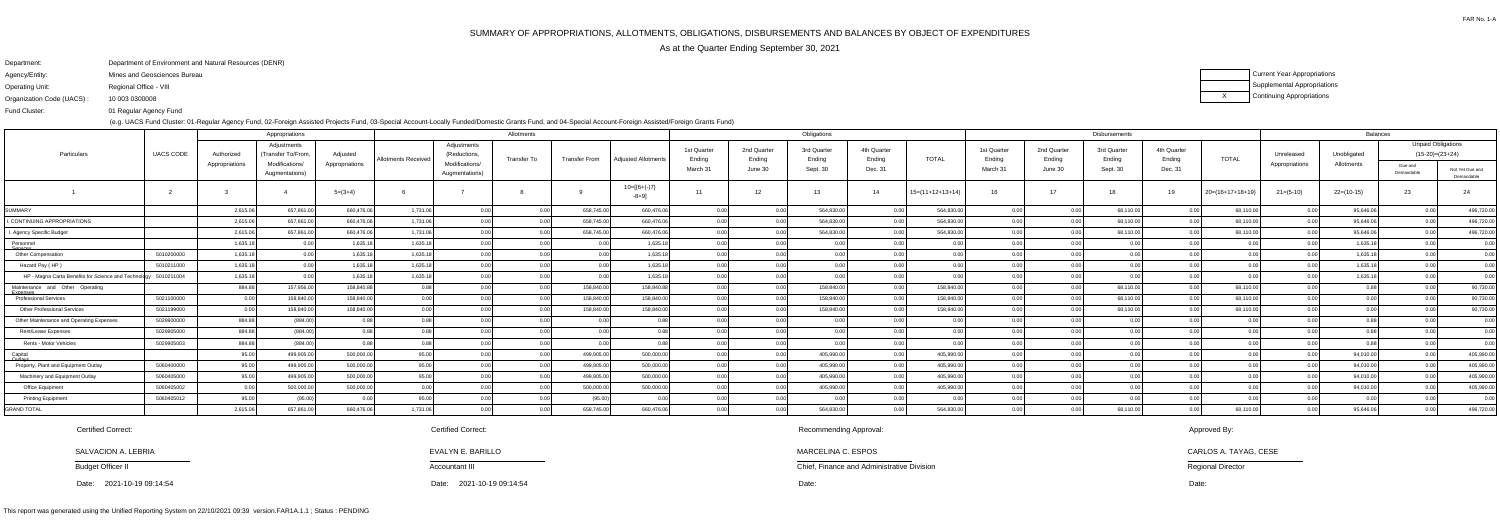FAR No. 1-A

# SUMMARY OF APPROPRIATIONS, ALLOTMENTS, OBLIGATIONS, DISBURSEMENTS AND BALANCES BY OBJECT OF EXPENDITURES

As at the Quarter Ending September 30, 2021

Department: Department of Environment and Natural Resources (DENR)

Agency/Entity: Mines and Geosciences Bureau

Operating Unit: Regional Office - VIII

Organization Code (UACS) : 10 003 0300008

Fund Cluster: 01 Regular Agency Fund

(e.g. UACS Fund Cluster: 01-Regular Agency Fund, 02-Foreign Assisted Projects Fund, 03-Special Account-Locally Funded/Domestic Grants Fund, and 04-Special Account-Foreign Assisted/Foreign Grants Fund)

| | Current Year Appropriations |
|---|---|
| | Supplemental Appropriations |
| X | Continuing Appropriations |

| Particulars | UACS CODE | Appropriations | | | Allotments | | | | | Obligations | | | | | Disbursements | | | | | Balances | | | |
|---|---|---|---|---|---|---|---|---|---|---|---|---|---|---|---|---|---|---|---|---|---|---|---|
| | | Authorized Appropriations | Adjustments (Transfer To/From, Modifications/ Augmentations) | Adjusted Appropriations | Allotments Received | Adjustments (Reductions, Modifications/ Augmentations) | Transfer To | Transfer From | Adjusted Allotments | 1st Quarter Ending March 31 | 2nd Quarter Ending June 30 | 3rd Quarter Ending Sept. 30 | 4th Quarter Ending Dec. 31 | TOTAL | 1st Quarter Ending March 31 | 2nd Quarter Ending June 30 | 3rd Quarter Ending Sept. 30 | 4th Quarter Ending Dec. 31 | TOTAL | Unreleased Appropriations | Unobligated Allotments | Unpaid Obligations (15-20)=(23+24) Due and Demandable | Not Yet Due and Demandable |
| 1 | 2 | 3 | 4 | 5=(3+4) | 6 | 7 | 8 | 9 | 10=[{6+(-)7}-8+9] | 11 | 12 | 13 | 14 | 15=(11+12+13+14) | 16 | 17 | 18 | 19 | 20=(16+17+18+19) | 21=(5-10) | 22=(10-15) | 23 | 24 |
| SUMMARY | | 2,615.06 | 657,861.00 | 660,476.06 | 1,731.06 | 0.00 | 0.00 | 658,745.00 | 660,476.06 | 0.00 | 0.00 | 564,830.00 | 0.00 | 564,830.00 | 0.00 | 0.00 | 68,110.00 | 0.00 | 68,110.00 | 0.00 | 95,646.06 | 0.00 | 496,720.00 |
| I. CONTINUING APPROPRIATIONS | | 2,615.06 | 657,861.00 | 660,476.06 | 1,731.06 | 0.00 | 0.00 | 658,745.00 | 660,476.06 | 0.00 | 0.00 | 564,830.00 | 0.00 | 564,830.00 | 0.00 | 0.00 | 68,110.00 | 0.00 | 68,110.00 | 0.00 | 95,646.06 | 0.00 | 496,720.00 |
| I. Agency Specific Budget | | 2,615.06 | 657,861.00 | 660,476.06 | 1,731.06 | 0.00 | 0.00 | 658,745.00 | 660,476.06 | 0.00 | 0.00 | 564,830.00 | 0.00 | 564,830.00 | 0.00 | 0.00 | 68,110.00 | 0.00 | 68,110.00 | 0.00 | 95,646.06 | 0.00 | 496,720.00 |
| Personnel Services | | 1,635.18 | 0.00 | 1,635.18 | 1,635.18 | 0.00 | 0.00 | 0.00 | 1,635.18 | 0.00 | 0.00 | 0.00 | 0.00 | 0.00 | 0.00 | 0.00 | 0.00 | 0.00 | 0.00 | 0.00 | 1,635.18 | 0.00 | 0.00 |
| Other Compensation | 5010200000 | 1,635.18 | 0.00 | 1,635.18 | 1,635.18 | 0.00 | 0.00 | 0.00 | 1,635.18 | 0.00 | 0.00 | 0.00 | 0.00 | 0.00 | 0.00 | 0.00 | 0.00 | 0.00 | 0.00 | 0.00 | 1,635.18 | 0.00 | 0.00 |
| Hazard Pay ( HP ) | 5010210000 | 1,635.18 | 0.00 | 1,635.18 | 1,635.18 | 0.00 | 0.00 | 0.00 | 1,635.18 | 0.00 | 0.00 | 0.00 | 0.00 | 0.00 | 0.00 | 0.00 | 0.00 | 0.00 | 0.00 | 0.00 | 1,635.18 | 0.00 | 0.00 |
| HP - Magna Carta Benefits for Science and Technology | 5010211004 | 1,635.18 | 0.00 | 1,635.18 | 1,635.18 | 0.00 | 0.00 | 0.00 | 1,635.18 | 0.00 | 0.00 | 0.00 | 0.00 | 0.00 | 0.00 | 0.00 | 0.00 | 0.00 | 0.00 | 0.00 | 1,635.18 | 0.00 | 0.00 |
| Maintenance and Other Operating Expenses | | 884.88 | 157,956.00 | 158,840.88 | 0.88 | 0.00 | 0.00 | 158,840.00 | 158,840.88 | 0.00 | 0.00 | 158,840.00 | 0.00 | 158,840.00 | 0.00 | 0.00 | 68,110.00 | 0.00 | 68,110.00 | 0.00 | 0.88 | 0.00 | 90,730.00 |
| Professional Services | 5021100000 | 0.00 | 158,840.00 | 158,840.00 | 0.00 | 0.00 | 0.00 | 158,840.00 | 158,840.00 | 0.00 | 0.00 | 158,840.00 | 0.00 | 158,840.00 | 0.00 | 0.00 | 68,110.00 | 0.00 | 68,110.00 | 0.00 | 0.00 | 0.00 | 90,730.00 |
| Other Professional Services | 5021199000 | 0.00 | 158,840.00 | 158,840.00 | 0.00 | 0.00 | 0.00 | 158,840.00 | 158,840.00 | 0.00 | 0.00 | 158,840.00 | 0.00 | 158,840.00 | 0.00 | 0.00 | 68,110.00 | 0.00 | 68,110.00 | 0.00 | 0.00 | 0.00 | 90,730.00 |
| Other Maintenance and Operating Expenses | 5029900000 | 884.88 | (884.00) | 0.88 | 0.88 | 0.00 | 0.00 | 0.00 | 0.88 | 0.00 | 0.00 | 0.00 | 0.00 | 0.00 | 0.00 | 0.00 | 0.00 | 0.00 | 0.00 | 0.00 | 0.88 | 0.00 | 0.00 |
| Rent/Lease Expenses | 5029905000 | 884.88 | (884.00) | 0.88 | 0.88 | 0.00 | 0.00 | 0.00 | 0.88 | 0.00 | 0.00 | 0.00 | 0.00 | 0.00 | 0.00 | 0.00 | 0.00 | 0.00 | 0.00 | 0.00 | 0.88 | 0.00 | 0.00 |
| Rents - Motor Vehicles | 5029905003 | 884.88 | (884.00) | 0.88 | 0.88 | 0.00 | 0.00 | 0.00 | 0.88 | 0.00 | 0.00 | 0.00 | 0.00 | 0.00 | 0.00 | 0.00 | 0.00 | 0.00 | 0.00 | 0.00 | 0.88 | 0.00 | 0.00 |
| Capital Outlays | | 95.00 | 499,905.00 | 500,000.00 | 95.00 | 0.00 | 0.00 | 499,905.00 | 500,000.00 | 0.00 | 0.00 | 405,990.00 | 0.00 | 405,990.00 | 0.00 | 0.00 | 0.00 | 0.00 | 0.00 | 0.00 | 94,010.00 | 0.00 | 405,990.00 |
| Property, Plant and Equipment Outlay | 5060400000 | 95.00 | 499,905.00 | 500,000.00 | 95.00 | 0.00 | 0.00 | 499,905.00 | 500,000.00 | 0.00 | 0.00 | 405,990.00 | 0.00 | 405,990.00 | 0.00 | 0.00 | 0.00 | 0.00 | 0.00 | 0.00 | 94,010.00 | 0.00 | 405,990.00 |
| Machinery and Equipment Outlay | 5060405000 | 95.00 | 499,905.00 | 500,000.00 | 95.00 | 0.00 | 0.00 | 499,905.00 | 500,000.00 | 0.00 | 0.00 | 405,990.00 | 0.00 | 405,990.00 | 0.00 | 0.00 | 0.00 | 0.00 | 0.00 | 0.00 | 94,010.00 | 0.00 | 405,990.00 |
| Office Equipment | 5060405002 | 0.00 | 500,000.00 | 500,000.00 | 0.00 | 0.00 | 0.00 | 500,000.00 | 500,000.00 | 0.00 | 0.00 | 405,990.00 | 0.00 | 405,990.00 | 0.00 | 0.00 | 0.00 | 0.00 | 0.00 | 0.00 | 94,010.00 | 0.00 | 405,990.00 |
| Printing Equipment | 5060405012 | 95.00 | (95.00) | 0.00 | 95.00 | 0.00 | 0.00 | (95.00) | 0.00 | 0.00 | 0.00 | 0.00 | 0.00 | 0.00 | 0.00 | 0.00 | 0.00 | 0.00 | 0.00 | 0.00 | 0.00 | 0.00 | 0.00 |
| GRAND TOTAL | | 2,615.06 | 657,861.00 | 660,476.06 | 1,731.06 | 0.00 | 0.00 | 658,745.00 | 660,476.06 | 0.00 | 0.00 | 564,830.00 | 0.00 | 564,830.00 | 0.00 | 0.00 | 68,110.00 | 0.00 | 68,110.00 | 0.00 | 95,646.06 | 0.00 | 496,720.00 |

| Certified Correct: | Certified Correct: | Recommending Approval: | Approved By: |
|---|---|---|---|
| SALVACION A. LEBRIA | EVALYN E. BARILLO | MARCELINA C. ESPOS | CARLOS A. TAYAG, CESE |
| Budget Officer II | Accountant III | Chief, Finance and Administrative Division | Regional Director |
| Date: 2021-10-19 09:14:54 | Date: 2021-10-19 09:14:54 | Date: | Date: |

This report was generated using the Unified Reporting System on 22/10/2021 09:39 version.FAR1A.1.1 ; Status : PENDING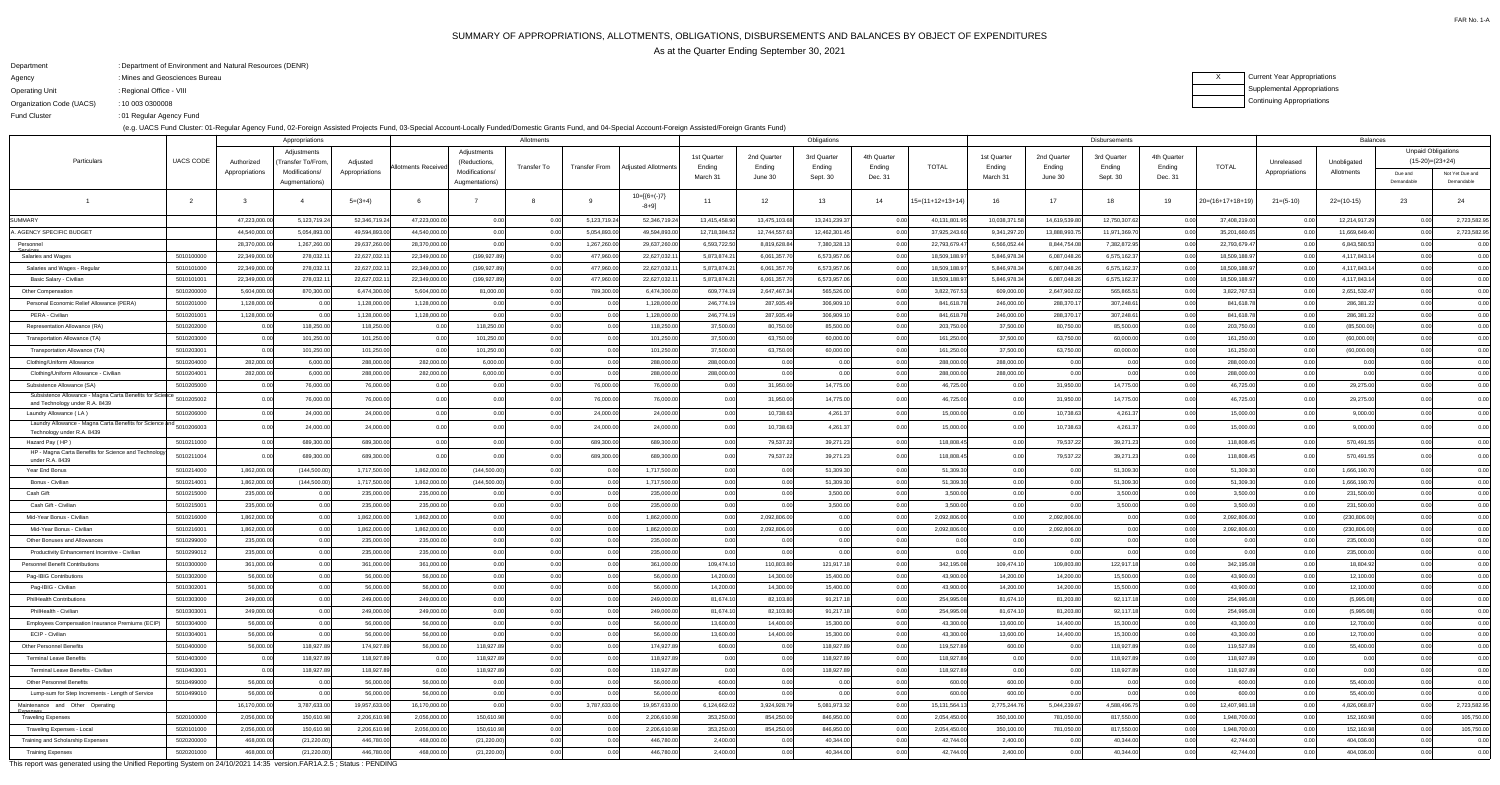# SUMMARY OF APPROPRIATIONS, ALLOTMENTS, OBLIGATIONS, DISBURSEMENTS AND BALANCES BY OBJECT OF EXPENDITURES

As at the Quarter Ending September 30, 2021

FAR No. 1-A

Department : Department of Environment and Natural Resources (DENR)
Agency : Mines and Geosciences Bureau
Operating Unit : Regional Office - VIII
Organization Code (UACS) : 10 003 0300008
Fund Cluster : 01 Regular Agency Fund

(e.g. UACS Fund Cluster: 01-Regular Agency Fund, 02-Foreign Assisted Projects Fund, 03-Special Account-Locally Funded/Domestic Grants Fund, and 04-Special Account-Foreign Assisted/Foreign Grants Fund)

X Current Year Appropriations
Supplemental Appropriations
Continuing Appropriations

| Particulars | UACS CODE | Appropriations | | | Allotments | | | | | Obligations | | | | | Disbursements | | | | | Balances | | | |
|---|---|---|---|---|---|---|---|---|---|---|---|---|---|---|---|---|---|---|---|---|---|---|---|
| | | Authorized Appropriations | Adjustments (Transfer To/From, Modifications/ Augmentations) | Adjusted Appropriations | Allotments Received | Adjustments (Reductions, Modifications/ Augmentations) | Transfer To | Transfer From | Adjusted Allotments | 1st Quarter Ending March 31 | 2nd Quarter Ending June 30 | 3rd Quarter Ending Sept. 30 | 4th Quarter Ending Dec. 31 | TOTAL | 1st Quarter Ending March 31 | 2nd Quarter Ending June 30 | 3rd Quarter Ending Sept. 30 | 4th Quarter Ending Dec. 31 | TOTAL | Unreleased Appropriations | Unobligated Allotments | Unpaid Obligations (15-20)=(23+24) Due and Demandable | Not Yet Due and Demandable |
| 1 | 2 | 3 | 4 | 5=(3+4) | 6 | 7 | 8 | 9 | 10=[{6+(-)7}-8+9] | 11 | 12 | 13 | 14 | 15=(11+12+13+14) | 16 | 17 | 18 | 19 | 20=(16+17+18+19) | 21=(5-10) | 22=(10-15) | 23 | 24 |
| SUMMARY | | 47,223,000.00 | 5,123,719.24 | 52,346,719.24 | 47,223,000.00 | 0.00 | 0.00 | 5,123,719.24 | 52,346,719.24 | 13,415,458.90 | 13,475,103.68 | 13,241,239.37 | 0.00 | 40,131,801.95 | 10,038,371.58 | 14,619,539.80 | 12,750,307.62 | 0.00 | 37,408,219.00 | 0.00 | 12,214,917.29 | 0.00 | 2,723,582.95 |
| A. AGENCY SPECIFIC BUDGET | | 44,540,000.00 | 5,054,893.00 | 49,594,893.00 | 44,540,000.00 | 0.00 | 0.00 | 5,054,893.00 | 49,594,893.00 | 12,718,384.52 | 12,744,557.63 | 12,462,301.45 | 0.00 | 37,925,243.60 | 9,341,297.20 | 13,888,993.75 | 11,971,369.70 | 0.00 | 35,201,660.65 | 0.00 | 11,669,649.40 | 0.00 | 2,723,582.95 |
| Personnel Services | | 28,370,000.00 | 1,267,260.00 | 29,637,260.00 | 28,370,000.00 | 0.00 | 0.00 | 1,267,260.00 | 29,637,260.00 | 6,593,722.50 | 8,819,626.84 | 7,380,328.13 | 0.00 | 22,793,679.47 | 6,566,052.44 | 8,844,754.08 | 7,382,872.95 | 0.00 | 22,793,679.47 | 0.00 | 6,843,580.53 | 0.00 | 0.00 |
| Salaries and Wages | 5010100000 | 22,349,000.00 | 278,032.11 | 22,627,032.11 | 22,349,000.00 | (199,927.89) | 0.00 | 477,960.00 | 22,627,032.11 | 5,873,874.21 | 6,061,357.79 | 6,573,957.06 | 0.00 | 18,509,188.97 | 5,846,978.34 | 6,087,048.26 | 6,575,162.37 | 0.00 | 18,509,188.97 | 0.00 | 4,117,843.14 | 0.00 | 0.00 |
| Salaries and Wages - Regular | 5010101000 | 22,349,000.00 | 278,032.11 | 22,627,032.11 | 22,349,000.00 | (199,927.89) | 0.00 | 477,960.00 | 22,627,032.11 | 5,873,874.21 | 6,061,357.79 | 6,573,957.06 | 0.00 | 18,509,188.97 | 5,846,978.34 | 6,087,048.26 | 6,575,162.37 | 0.00 | 18,509,188.97 | 0.00 | 4,117,843.14 | 0.00 | 0.00 |
| Basic Salary - Civilian | 5010101001 | 22,349,000.00 | 278,032.11 | 22,627,032.11 | 22,349,000.00 | (199,927.89) | 0.00 | 477,960.00 | 22,627,032.11 | 5,873,874.21 | 6,061,357.79 | 6,573,957.06 | 0.00 | 18,509,188.97 | 5,846,978.34 | 6,087,048.26 | 6,575,162.37 | 0.00 | 18,509,188.97 | 0.00 | 4,117,843.14 | 0.00 | 0.00 |
| Other Compensation | 5010200000 | 5,604,000.00 | 870,300.00 | 6,474,300.00 | 5,604,000.00 | 81,000.00 | 0.00 | 789,300.00 | 6,474,300.00 | 609,774.19 | 2,647,467.34 | 565,526.00 | 0.00 | 3,822,767.53 | 609,000.00 | 2,647,902.02 | 565,865.51 | 0.00 | 3,822,767.53 | 0.00 | 2,651,532.47 | 0.00 | 0.00 |
| Personal Economic Relief Allowance (PERA) | 5010201000 | 1,128,000.00 | 0.00 | 1,128,000.00 | 1,128,000.00 | 0.00 | 0.00 | 0.00 | 1,128,000.00 | 246,774.19 | 287,935.49 | 306,909.10 | 0.00 | 841,618.78 | 246,000.00 | 288,370.17 | 307,248.61 | 0.00 | 841,618.78 | 0.00 | 286,381.22 | 0.00 | 0.00 |
| PERA - Civilian | 5010201001 | 1,128,000.00 | 0.00 | 1,128,000.00 | 1,128,000.00 | 0.00 | 0.00 | 0.00 | 1,128,000.00 | 246,774.19 | 287,935.49 | 306,909.10 | 0.00 | 841,618.78 | 246,000.00 | 288,370.17 | 307,248.61 | 0.00 | 841,618.78 | 0.00 | 286,381.22 | 0.00 | 0.00 |
| Representation Allowance (RA) | 5010202000 | 0.00 | 118,250.00 | 118,250.00 | 0.00 | 118,250.00 | 0.00 | 0.00 | 118,250.00 | 37,500.00 | 80,750.00 | 85,500.00 | 0.00 | 203,750.00 | 37,500.00 | 80,750.00 | 85,500.00 | 0.00 | 203,750.00 | 0.00 | (85,500.00) | 0.00 | 0.00 |
| Transportation Allowance (TA) | 5010203000 | 0.00 | 101,250.00 | 101,250.00 | 0.00 | 101,250.00 | 0.00 | 0.00 | 101,250.00 | 37,500.00 | 63,750.00 | 60,000.00 | 0.00 | 161,250.00 | 37,500.00 | 63,750.00 | 60,000.00 | 0.00 | 161,250.00 | 0.00 | (60,000.00) | 0.00 | 0.00 |
| Transportation Allowance (TA) | 5010203001 | 0.00 | 101,250.00 | 101,250.00 | 0.00 | 101,250.00 | 0.00 | 0.00 | 101,250.00 | 37,500.00 | 63,750.00 | 60,000.00 | 0.00 | 161,250.00 | 37,500.00 | 63,750.00 | 60,000.00 | 0.00 | 161,250.00 | 0.00 | (60,000.00) | 0.00 | 0.00 |
| Clothing/Uniform Allowance | 5010204000 | 282,000.00 | 6,000.00 | 288,000.00 | 282,000.00 | 6,000.00 | 0.00 | 0.00 | 288,000.00 | 288,000.00 | 0.00 | 0.00 | 0.00 | 288,000.00 | 288,000.00 | 0.00 | 0.00 | 0.00 | 288,000.00 | 0.00 | 0.00 | 0.00 | 0.00 |
| Clothing/Uniform Allowance - Civilian | 5010204001 | 282,000.00 | 6,000.00 | 288,000.00 | 282,000.00 | 6,000.00 | 0.00 | 0.00 | 288,000.00 | 288,000.00 | 0.00 | 0.00 | 0.00 | 288,000.00 | 288,000.00 | 0.00 | 0.00 | 0.00 | 288,000.00 | 0.00 | 0.00 | 0.00 | 0.00 |
| Subsistence Allowance (SA) | 5010205000 | 0.00 | 76,000.00 | 76,000.00 | 0.00 | 0.00 | 0.00 | 76,000.00 | 76,000.00 | 0.00 | 31,950.00 | 14,775.00 | 0.00 | 46,725.00 | 0.00 | 31,950.00 | 14,775.00 | 0.00 | 46,725.00 | 0.00 | 29,275.00 | 0.00 | 0.00 |
| Subsistence Allowance - Magna Carta Benefits for Science and Technology under R.A. 8439 | 5010205002 | 0.00 | 76,000.00 | 76,000.00 | 0.00 | 0.00 | 0.00 | 76,000.00 | 76,000.00 | 0.00 | 31,950.00 | 14,775.00 | 0.00 | 46,725.00 | 0.00 | 31,950.00 | 14,775.00 | 0.00 | 46,725.00 | 0.00 | 29,275.00 | 0.00 | 0.00 |
| Laundry Allowance ( LA ) | 5010206000 | 0.00 | 24,000.00 | 24,000.00 | 0.00 | 0.00 | 0.00 | 24,000.00 | 24,000.00 | 0.00 | 10,738.63 | 4,261.37 | 0.00 | 15,000.00 | 0.00 | 10,738.63 | 4,261.37 | 0.00 | 15,000.00 | 0.00 | 9,000.00 | 0.00 | 0.00 |
| Laundry Allowance - Magna Carta Benefits for Science and Technology under R.A. 8439 | 5010206003 | 0.00 | 24,000.00 | 24,000.00 | 0.00 | 0.00 | 0.00 | 24,000.00 | 24,000.00 | 0.00 | 10,738.63 | 4,261.37 | 0.00 | 15,000.00 | 0.00 | 10,738.63 | 4,261.37 | 0.00 | 15,000.00 | 0.00 | 9,000.00 | 0.00 | 0.00 |
| Hazard Pay ( HP ) | 5010211000 | 0.00 | 689,300.00 | 689,300.00 | 0.00 | 0.00 | 0.00 | 689,300.00 | 689,300.00 | 0.00 | 79,537.22 | 39,271.23 | 0.00 | 118,808.45 | 0.00 | 79,537.22 | 39,271.23 | 0.00 | 118,808.45 | 0.00 | 570,491.55 | 0.00 | 0.00 |
| HP - Magna Carta Benefits for Science and Technology under R.A. 8439 | 5010211004 | 0.00 | 689,300.00 | 689,300.00 | 0.00 | 0.00 | 0.00 | 689,300.00 | 689,300.00 | 0.00 | 79,537.22 | 39,271.23 | 0.00 | 118,808.45 | 0.00 | 79,537.22 | 39,271.23 | 0.00 | 118,808.45 | 0.00 | 570,491.55 | 0.00 | 0.00 |
| Year End Bonus | 5010214000 | 1,862,000.00 | (144,500.00) | 1,717,500.00 | 1,862,000.00 | (144,500.00) | 0.00 | 0.00 | 1,717,500.00 | 0.00 | 0.00 | 51,309.30 | 0.00 | 51,309.30 | 0.00 | 0.00 | 51,309.30 | 0.00 | 51,309.30 | 0.00 | 1,666,190.70 | 0.00 | 0.00 |
| Bonus - Civilian | 5010214001 | 1,862,000.00 | (144,500.00) | 1,717,500.00 | 1,862,000.00 | (144,500.00) | 0.00 | 0.00 | 1,717,500.00 | 0.00 | 0.00 | 51,309.30 | 0.00 | 51,309.30 | 0.00 | 0.00 | 51,309.30 | 0.00 | 51,309.30 | 0.00 | 1,666,190.70 | 0.00 | 0.00 |
| Cash Gift | 5010215000 | 235,000.00 | 0.00 | 235,000.00 | 235,000.00 | 0.00 | 0.00 | 0.00 | 235,000.00 | 0.00 | 0.00 | 3,500.00 | 0.00 | 3,500.00 | 0.00 | 0.00 | 3,500.00 | 0.00 | 3,500.00 | 0.00 | 231,500.00 | 0.00 | 0.00 |
| Cash Gift - Civilian | 5010215001 | 235,000.00 | 0.00 | 235,000.00 | 235,000.00 | 0.00 | 0.00 | 0.00 | 235,000.00 | 0.00 | 0.00 | 3,500.00 | 0.00 | 3,500.00 | 0.00 | 0.00 | 3,500.00 | 0.00 | 3,500.00 | 0.00 | 231,500.00 | 0.00 | 0.00 |
| Mid-Year Bonus - Civilian | 5010216000 | 1,862,000.00 | 0.00 | 1,862,000.00 | 1,862,000.00 | 0.00 | 0.00 | 0.00 | 1,862,000.00 | 0.00 | 2,092,806.00 | 0.00 | 0.00 | 2,092,806.00 | 0.00 | 2,092,806.00 | 0.00 | 0.00 | 2,092,806.00 | 0.00 | (230,806.00) | 0.00 | 0.00 |
| Mid-Year Bonus - Civilian | 5010216001 | 1,862,000.00 | 0.00 | 1,862,000.00 | 1,862,000.00 | 0.00 | 0.00 | 0.00 | 1,862,000.00 | 0.00 | 2,092,806.00 | 0.00 | 0.00 | 2,092,806.00 | 0.00 | 2,092,806.00 | 0.00 | 0.00 | 2,092,806.00 | 0.00 | (230,806.00) | 0.00 | 0.00 |
| Other Bonuses and Allowances | 5010299000 | 235,000.00 | 0.00 | 235,000.00 | 235,000.00 | 0.00 | 0.00 | 0.00 | 235,000.00 | 0.00 | 0.00 | 0.00 | 0.00 | 0.00 | 0.00 | 0.00 | 0.00 | 0.00 | 0.00 | 0.00 | 235,000.00 | 0.00 | 0.00 |
| Productivity Enhancement Incentive - Civilian | 5010299012 | 235,000.00 | 0.00 | 235,000.00 | 235,000.00 | 0.00 | 0.00 | 0.00 | 235,000.00 | 0.00 | 0.00 | 0.00 | 0.00 | 0.00 | 0.00 | 0.00 | 0.00 | 0.00 | 0.00 | 0.00 | 235,000.00 | 0.00 | 0.00 |
| Personnel Benefit Contributions | 5010300000 | 361,000.00 | 0.00 | 361,000.00 | 361,000.00 | 0.00 | 0.00 | 0.00 | 361,000.00 | 109,474.10 | 110,803.80 | 121,917.18 | 0.00 | 342,195.08 | 109,474.10 | 109,803.80 | 122,917.18 | 0.00 | 342,195.08 | 0.00 | 18,804.92 | 0.00 | 0.00 |
| Pag-IBIG Contributions | 5010302000 | 56,000.00 | 0.00 | 56,000.00 | 56,000.00 | 0.00 | 0.00 | 0.00 | 56,000.00 | 14,200.00 | 14,300.00 | 15,400.00 | 0.00 | 43,900.00 | 14,200.00 | 14,200.00 | 15,500.00 | 0.00 | 43,900.00 | 0.00 | 12,100.00 | 0.00 | 0.00 |
| Pag-IBIG - Civilian | 5010302001 | 56,000.00 | 0.00 | 56,000.00 | 56,000.00 | 0.00 | 0.00 | 0.00 | 56,000.00 | 14,200.00 | 14,300.00 | 15,400.00 | 0.00 | 43,900.00 | 14,200.00 | 14,200.00 | 15,500.00 | 0.00 | 43,900.00 | 0.00 | 12,100.00 | 0.00 | 0.00 |
| PhilHealth Contributions | 5010303000 | 249,000.00 | 0.00 | 249,000.00 | 249,000.00 | 0.00 | 0.00 | 0.00 | 249,000.00 | 81,674.10 | 82,103.80 | 91,217.18 | 0.00 | 254,995.08 | 81,674.10 | 81,203.80 | 92,117.18 | 0.00 | 254,995.08 | 0.00 | (5,995.08) | 0.00 | 0.00 |
| PhilHealth - Civilian | 5010303001 | 249,000.00 | 0.00 | 249,000.00 | 249,000.00 | 0.00 | 0.00 | 0.00 | 249,000.00 | 81,674.10 | 82,103.80 | 91,217.18 | 0.00 | 254,995.08 | 81,674.10 | 81,203.80 | 92,117.18 | 0.00 | 254,995.08 | 0.00 | (5,995.08) | 0.00 | 0.00 |
| Employees Compensation Insurance Premiums (ECIP) | 5010304000 | 56,000.00 | 0.00 | 56,000.00 | 56,000.00 | 0.00 | 0.00 | 0.00 | 56,000.00 | 13,600.00 | 14,400.00 | 15,300.00 | 0.00 | 43,300.00 | 13,600.00 | 14,400.00 | 15,300.00 | 0.00 | 43,300.00 | 0.00 | 12,700.00 | 0.00 | 0.00 |
| ECIP - Civilian | 5010304001 | 56,000.00 | 0.00 | 56,000.00 | 56,000.00 | 0.00 | 0.00 | 0.00 | 56,000.00 | 13,600.00 | 14,400.00 | 15,300.00 | 0.00 | 43,300.00 | 13,600.00 | 14,400.00 | 15,300.00 | 0.00 | 43,300.00 | 0.00 | 12,700.00 | 0.00 | 0.00 |
| Other Personnel Benefits | 5010400000 | 56,000.00 | 118,927.89 | 174,927.89 | 56,000.00 | 118,927.89 | 0.00 | 0.00 | 174,927.89 | 600.00 | 0.00 | 118,927.89 | 0.00 | 119,527.89 | 600.00 | 0.00 | 118,927.89 | 0.00 | 119,527.89 | 0.00 | 55,400.00 | 0.00 | 0.00 |
| Terminal Leave Benefits | 5010403000 | 0.00 | 118,927.89 | 118,927.89 | 0.00 | 118,927.89 | 0.00 | 0.00 | 118,927.89 | 0.00 | 0.00 | 118,927.89 | 0.00 | 118,927.89 | 0.00 | 0.00 | 118,927.89 | 0.00 | 118,927.89 | 0.00 | 0.00 | 0.00 | 0.00 |
| Terminal Leave Benefits - Civilian | 5010403001 | 0.00 | 118,927.89 | 118,927.89 | 0.00 | 118,927.89 | 0.00 | 0.00 | 118,927.89 | 0.00 | 0.00 | 118,927.89 | 0.00 | 118,927.89 | 0.00 | 0.00 | 118,927.89 | 0.00 | 118,927.89 | 0.00 | 0.00 | 0.00 | 0.00 |
| Other Personnel Benefits | 5010499000 | 56,000.00 | 0.00 | 56,000.00 | 56,000.00 | 0.00 | 0.00 | 0.00 | 56,000.00 | 600.00 | 0.00 | 0.00 | 0.00 | 600.00 | 600.00 | 0.00 | 0.00 | 0.00 | 600.00 | 0.00 | 55,400.00 | 0.00 | 0.00 |
| Lump-sum for Step Increments - Length of Service | 5010499010 | 56,000.00 | 0.00 | 56,000.00 | 56,000.00 | 0.00 | 0.00 | 0.00 | 56,000.00 | 600.00 | 0.00 | 0.00 | 0.00 | 600.00 | 600.00 | 0.00 | 0.00 | 0.00 | 600.00 | 0.00 | 55,400.00 | 0.00 | 0.00 |
| Maintenance and Other Operating Expenses | | 16,170,000.00 | 3,787,633.00 | 19,957,633.00 | 16,170,000.00 | 0.00 | 0.00 | 3,787,633.00 | 19,957,633.00 | 6,124,662.02 | 3,924,929.79 | 5,081,973.32 | 0.00 | 15,131,564.13 | 2,775,244.76 | 5,044,239.67 | 4,588,496.75 | 0.00 | 12,407,981.18 | 0.00 | 4,826,068.87 | 0.00 | 2,723,582.95 |
| Traveling Expenses | 5020100000 | 2,056,000.00 | 150,610.98 | 2,206,610.98 | 2,056,000.00 | 150,610.98 | 0.00 | 0.00 | 2,206,610.98 | 353,250.00 | 854,250.00 | 846,950.00 | 0.00 | 2,054,450.00 | 350,100.00 | 781,050.00 | 817,550.00 | 0.00 | 1,948,700.00 | 0.00 | 152,160.98 | 0.00 | 105,750.00 |
| Traveling Expenses - Local | 5020101000 | 2,056,000.00 | 150,610.98 | 2,206,610.98 | 2,056,000.00 | 150,610.98 | 0.00 | 0.00 | 2,206,610.98 | 353,250.00 | 854,250.00 | 846,950.00 | 0.00 | 2,054,450.00 | 350,100.00 | 781,050.00 | 817,550.00 | 0.00 | 1,948,700.00 | 0.00 | 152,160.98 | 0.00 | 105,750.00 |
| Training and Scholarship Expenses | 5020200000 | 468,000.00 | (21,220.00) | 446,780.00 | 468,000.00 | (21,220.00) | 0.00 | 0.00 | 446,780.00 | 2,400.00 | 0.00 | 40,344.00 | 0.00 | 42,744.00 | 2,400.00 | 0.00 | 40,344.00 | 0.00 | 42,744.00 | 0.00 | 404,036.00 | 0.00 | 0.00 |
| Training Expenses | 5020201000 | 468,000.00 | (21,220.00) | 446,780.00 | 468,000.00 | (21,220.00) | 0.00 | 0.00 | 446,780.00 | 2,400.00 | 0.00 | 40,344.00 | 0.00 | 42,744.00 | 2,400.00 | 0.00 | 40,344.00 | 0.00 | 42,744.00 | 0.00 | 404,036.00 | 0.00 | 0.00 |

This report was generated using the Unified Reporting System on 24/10/2021 14:35 version.FAR1A.2.5 ; Status : PENDING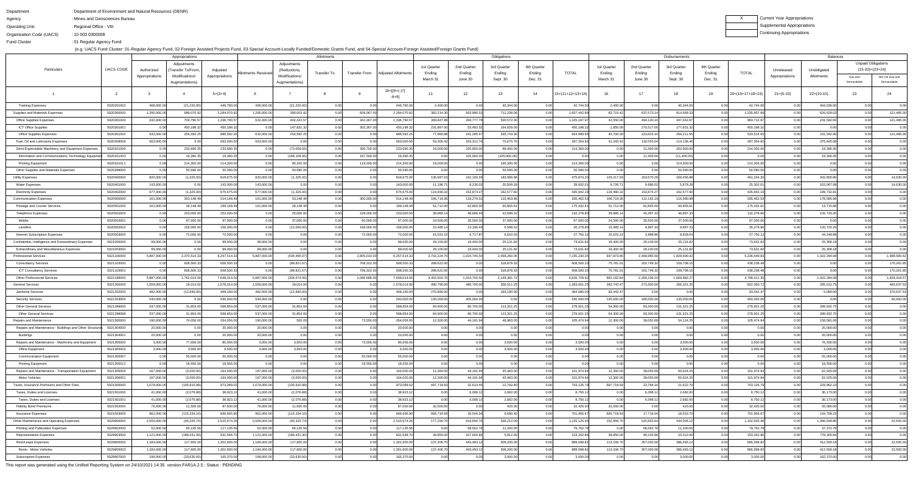Department : Department of Environment and Natural Resources (DENR)
Agency : Mines and Geosciences Bureau
Operating Unit : Regional Office - VIII
Organization Code (UACS) : 10 003 0300008
Fund Cluster : 01 Regular Agency Fund

X Current Year Appropriations
Supplemental Appropriations
Continuing Appropriations

(e.g. UACS Fund Cluster: 01-Regular Agency Fund, 02-Foreign Assisted Projects Fund, 03-Special Account-Locally Funded/Domestic Grants Fund, and 04-Special Account-Foreign Assisted/Foreign Grants Fund)

| Particulars | UACS CODE | Appropriations | | | Allotments | | | | | Obligations | | | | | Disbursements | | | | | Balances | | | |
|---|---|---|---|---|---|---|---|---|---|---|---|---|---|---|---|---|---|---|---|---|---|---|---|
| | | Authorized Appropriations | Adjustments (Transfer To/From, Modifications/ Augmentations) | Adjusted Appropriations | Allotments Received | Adjustments (Reductions, Modifications/ Augmentations) | Transfer To | Transfer From | Adjusted Allotments | 1st Quarter Ending March 31 | 2nd Quarter Ending June 30 | 3rd Quarter Ending Sept. 30 | 4th Quarter Ending Dec. 31 | TOTAL | 1st Quarter Ending March 31 | 2nd Quarter Ending June 30 | 3rd Quarter Ending Sept. 30 | 4th Quarter Ending Dec. 31 | TOTAL | Unreleased Appropriations | Unobligated Allotments | Unpaid Obligations (15-20)=(23+24) Due and Demandable | Not Yet Due and Demandable |
| 1 | 2 | 3 | 4 | 5=(3+4) | 6 | 7 | 8 | 9 | 10=((6+(-)7)-8+9] | 11 | 12 | 13 | 14 | 15=(11+12+13+14) | 16 | 17 | 18 | 19 | 20=(16+17+18+19) | 21=(5-10) | 22=(10-15) | 23 | 24 |
| Training Expenses | 5020201002 | 468,000.00 | (21,220.00) | 446,780.00 | 468,000.00 | (21,220.00) | 0.00 | 0.00 | 446,780.00 | 2,400.00 | 0.00 | 40,344.00 | 0.00 | 42,744.00 | 2,400.00 | 0.00 | 40,344.00 | 0.00 | 42,744.00 | 0.00 | 404,036.00 | 0.00 | 0.00 |
| Supplies and Materials Expenses | 5020300000 | 1,295,000.00 | 989,070.92 | 2,284,070.92 | 1,295,000.00 | 380,003.92 | 0.00 | 609,067.00 | 2,284,070.92 | 382,214.30 | 563,990.53 | 711,238.06 | 0.00 | 1,657,442.89 | 83,715.42 | 637,573.14 | 814,669.33 | 0.00 | 1,535,957.89 | 0.00 | 626,628.03 | 0.00 | 121,485.00 |
| Office Supplies Expenses | 5020301000 | 632,000.00 | 704,790.57 | 1,336,790.57 | 632,000.00 | 402,423.57 | 0.00 | 302,367.00 | 1,336,790.57 | 309,847.88 | 294,777.79 | 500,572.30 | 0.00 | 1,105,197.97 | 42,550.00 | 494,120.10 | 447,042.87 | 0.00 | 983,712.97 | 0.00 | 231,592.60 | 0.00 | 121,485.00 |
| ICT Office Supplies | 5020301001 | 0.00 | 450,198.32 | 450,198.32 | 0.00 | 147,831.32 | 0.00 | 302,367.00 | 450,198.32 | 231,887.00 | 53,482.32 | 164,829.00 | 0.00 | 450,198.32 | 1,850.00 | 270,517.00 | 177,831.32 | 0.00 | 450,198.32 | 0.00 | 0.00 | 0.00 | 0.00 |
| Office Supplies Expenses | 5020301002 | 632,000.00 | 254,592.25 | 886,592.25 | 632,000.00 | 254,592.25 | 0.00 | 0.00 | 886,592.25 | 77,960.88 | 241,295.47 | 335,743.30 | 0.00 | 654,999.65 | 40,700.00 | 223,603.10 | 269,211.55 | 0.00 | 533,514.65 | 0.00 | 231,592.60 | 0.00 | 121,485.00 |
| Fuel, Oil and Lubricants Expenses | 5020309000 | 663,000.00 | 0.00 | 663,000.00 | 663,000.00 | 0.00 | 0.00 | 0.00 | 663,000.00 | 53,366.42 | 163,312.74 | 70,675.76 | 0.00 | 287,354.92 | 41,165.42 | 132,053.04 | 114,136.46 | 0.00 | 287,354.92 | 0.00 | 375,645.08 | 0.00 | 0.00 |
| Semi-Expendable Machinery and Equipment Expenses | 5020321000 | 0.00 | 233,690.35 | 233,690.35 | 0.00 | (73,009.65) | 0.00 | 306,700.00 | 233,690.35 | 19,000.00 | 105,900.00 | 89,400.00 | 0.00 | 214,300.00 | 0.00 | 11,400.00 | 202,900.00 | 0.00 | 214,300.00 | 0.00 | 19,390.35 | 0.00 | 0.00 |
| Information and Communications Technology Equipment | 5020321003 | 0.00 | 19,390.35 | 19,390.35 | 0.00 | (168,109.65) | 0.00 | 187,500.00 | 19,390.35 | 0.00 | 105,900.00 | (105,900.00) | 0.00 | 0.00 | 0.00 | 11,400.00 | (11,400.00) | 0.00 | 0.00 | 0.00 | 19,390.35 | 0.00 | 0.00 |
| Printing Equipment | 5020321011 | 0.00 | 214,300.00 | 214,300.00 | 0.00 | 95,100.00 | 0.00 | 119,200.00 | 214,300.00 | 19,000.00 | 0.00 | 195,300.00 | 0.00 | 214,300.00 | 0.00 | 0.00 | 214,300.00 | 0.00 | 214,300.00 | 0.00 | 0.00 | 0.00 | 0.00 |
| Other Supplies and Materials Expenses | 5020399000 | 0.00 | 50,590.00 | 50,590.00 | 0.00 | 50,590.00 | 0.00 | 0.00 | 50,590.00 | 0.00 | 0.00 | 50,590.00 | 0.00 | 50,590.00 | 0.00 | 0.00 | 50,590.00 | 0.00 | 50,590.00 | 0.00 | 0.00 | 0.00 | 0.00 |
| Utility Expenses | 5020400000 | 820,000.00 | (1,325.00) | 818,675.00 | 820,000.00 | (1,325.00) | 0.00 | 0.00 | 818,675.00 | 130,687.02 | 162,100.29 | 183,086.88 | 0.00 | 475,874.20 | 129,217.02 | 163,570.29 | 168,456.88 | 0.00 | 461,244.20 | 0.00 | 342,800.80 | 0.00 | 14,630.00 |
| Water Expenses | 5020401000 | 143,000.00 | 0.00 | 143,000.00 | 143,000.00 | 0.00 | 0.00 | 0.00 | 143,000.00 | 11,196.71 | 8,226.02 | 20,509.28 | 0.00 | 39,932.01 | 9,726.71 | 9,696.02 | 5,879.28 | 0.00 | 25,302.01 | 0.00 | 103,067.99 | 0.00 | 14,630.00 |
| Electricity Expenses | 5020402000 | 677,000.00 | (1,325.00) | 675,675.00 | 677,000.00 | (1,325.00) | 0.00 | 0.00 | 675,675.00 | 119,490.32 | 153,874.27 | 162,577.60 | 0.00 | 435,942.19 | 119,490.32 | 153,874.27 | 162,577.60 | 0.00 | 435,942.19 | 0.00 | 239,732.81 | 0.00 | 0.00 |
| Communication Expenses | 5020500000 | 161,000.00 | 353,148.49 | 514,148.49 | 161,000.00 | 53,148.49 | 0.00 | 300,000.00 | 514,148.49 | 106,719.36 | 118,279.31 | 110,463.86 | 0.00 | 335,462.53 | 106,719.36 | 112,162.19 | 116,580.98 | 0.00 | 335,462.53 | 0.00 | 178,685.96 | 0.00 | 0.00 |
| Postage and Courier Services | 5020501000 | 161,000.00 | 28,148.49 | 189,148.49 | 161,000.00 | 28,148.49 | 0.00 | 0.00 | 189,148.49 | 51,712.00 | 62,865.00 | 60,855.61 | 0.00 | 175,432.61 | 51,712.00 | 62,865.00 | 60,855.61 | 0.00 | 175,432.61 | 0.00 | 13,715.88 | 0.00 | 0.00 |
| Telephone Expenses | 5020502000 | 0.00 | 253,000.00 | 253,000.00 | 0.00 | 25,000.00 | 0.00 | 228,000.00 | 253,000.00 | 39,985.14 | 48,696.44 | 43,598.22 | 0.00 | 132,279.80 | 39,985.14 | 45,397.33 | 46,897.33 | 0.00 | 132,279.80 | 0.00 | 120,720.20 | 0.00 | 0.00 |
| Mobile | 5020502001 | 0.00 | 97,000.00 | 97,000.00 | 0.00 | 37,000.00 | 0.00 | 60,000.00 | 97,000.00 | 24,500.00 | 35,500.00 | 37,000.00 | 0.00 | 97,000.00 | 24,500.00 | 35,500.00 | 37,000.00 | 0.00 | 97,000.00 | 0.00 | 0.00 | 0.00 | 0.00 |
| Landline | 5020502002 | 0.00 | 156,000.00 | 156,000.00 | 0.00 | (12,000.00) | 0.00 | 168,000.00 | 156,000.00 | 15,485.14 | 13,196.44 | 6,598.22 | 0.00 | 35,279.80 | 15,485.14 | 9,897.33 | 9,897.33 | 0.00 | 35,279.80 | 0.00 | 120,720.20 | 0.00 | 0.00 |
| Internet Subscription Expenses | 5020503000 | 0.00 | 72,000.00 | 72,000.00 | 0.00 | 0.00 | 0.00 | 72,000.00 | 72,000.00 | 15,022.22 | 6,717.87 | 6,010.03 | 0.00 | 27,750.12 | 15,022.22 | 3,899.86 | 8,828.04 | 0.00 | 27,750.12 | 0.00 | 44,249.88 | 0.00 | 0.00 |
| Confidential, Intelligence and Extraordinary Expenses | 5021000000 | 99,000.00 | 0.00 | 99,000.00 | 99,000.00 | 0.00 | 0.00 | 0.00 | 99,000.00 | 29,100.00 | 19,400.00 | 25,131.82 | 0.00 | 73,631.82 | 19,400.00 | 29,100.00 | 25,131.82 | 0.00 | 73,631.82 | 0.00 | 25,368.18 | 0.00 | 0.00 |
| Extraordinary and Miscellaneous Expenses | 5021003000 | 99,000.00 | 0.00 | 99,000.00 | 99,000.00 | 0.00 | 0.00 | 0.00 | 99,000.00 | 29,100.00 | 19,400.00 | 25,131.82 | 0.00 | 73,631.82 | 19,400.00 | 29,100.00 | 25,131.82 | 0.00 | 73,631.82 | 0.00 | 25,368.18 | 0.00 | 0.00 |
| Professional Services | 5021100000 | 5,887,000.00 | 2,370,514.33 | 8,257,514.33 | 5,887,000.00 | (434,495.67) | 0.00 | 2,805,010.00 | 8,257,514.33 | 3,742,224.70 | 1,024,745.50 | 2,468,260.05 | 0.00 | 7,235,230.25 | 937,973.85 | 2,468,985.56 | 1,829,690.42 | 0.00 | 5,236,649.83 | 0.00 | 1,022,284.08 | 0.00 | 1,998,580.42 |
| Consultancy Services | 5021103000 | 0.00 | 608,500.33 | 608,500.33 | 0.00 | (99,821.67) | 0.00 | 708,322.00 | 608,500.33 | 289,622.00 | 0.00 | 318,878.33 | 0.00 | 608,500.33 | 75,781.01 | 202,749.32 | 159,708.15 | 0.00 | 438,238.48 | 0.00 | 0.00 | 0.00 | 170,261.85 |
| ICT Consultancy Services | 5021103001 | 0.00 | 608,500.33 | 608,500.33 | 0.00 | (99,821.67) | 0.00 | 708,322.00 | 608,500.33 | 289,622.00 | 0.00 | 318,878.33 | 0.00 | 608,500.33 | 75,781.01 | 202,749.32 | 159,708.15 | 0.00 | 438,238.48 | 0.00 | 0.00 | 0.00 | 170,261.85 |
| Other Professional Services | 5021199000 | 5,887,000.00 | 1,762,014.00 | 7,649,014.00 | 5,887,000.00 | (334,674.00) | 0.00 | 2,096,688.00 | 7,649,014.00 | 3,452,602.70 | 1,024,745.50 | 2,149,381.72 | 0.00 | 6,626,729.92 | 862,192.84 | 2,266,236.24 | 1,669,982.27 | 0.00 | 4,798,411.35 | 0.00 | 1,022,284.08 | 0.00 | 1,828,318.57 |
| General Services | 5021200000 | 1,559,000.00 | 19,014.00 | 1,578,014.00 | 1,559,000.00 | 19,014.00 | 0.00 | 0.00 | 1,578,014.00 | 490,790.00 | 485,700.00 | 306,511.25 | 0.00 | 1,283,001.25 | 282,742.47 | 273,300.00 | 266,321.25 | 0.00 | 822,363.72 | 0.00 | 295,012.75 | 0.00 | 460,637.53 |
| Janitorial Services | 5021202000 | 482,000.00 | (12,840.00) | 469,160.00 | 482,000.00 | (12,840.00) | 0.00 | 0.00 | 469,160.00 | 270,890.00 | 0.00 | 193,190.00 | 0.00 | 464,080.00 | 93,442.47 | 0.00 | 0.00 | 0.00 | 93,442.47 | 0.00 | 5,080.00 | 0.00 | 370,637.53 |
| Security Services | 5021203000 | 540,000.00 | 0.00 | 540,000.00 | 540,000.00 | 0.00 | 0.00 | 0.00 | 540,000.00 | 135,000.00 | 405,000.00 | 0.00 | 0.00 | 540,000.00 | 135,000.00 | 180,000.00 | 135,000.00 | 0.00 | 450,000.00 | 0.00 | 0.00 | 0.00 | 90,000.00 |
| Other General Services | 5021299000 | 537,000.00 | 31,854.00 | 568,854.00 | 537,000.00 | 31,854.00 | 0.00 | 0.00 | 568,854.00 | 84,900.00 | 80,700.00 | 113,321.25 | 0.00 | 278,921.25 | 54,300.00 | 93,300.00 | 131,321.25 | 0.00 | 278,921.25 | 0.00 | 289,932.75 | 0.00 | 0.00 |
| Other General Services | 5021299099 | 537,000.00 | 31,854.00 | 568,854.00 | 537,000.00 | 31,854.00 | 0.00 | 0.00 | 568,854.00 | 84,900.00 | 80,700.00 | 113,321.25 | 0.00 | 278,921.25 | 54,300.00 | 93,300.00 | 131,321.25 | 0.00 | 278,921.25 | 0.00 | 289,932.75 | 0.00 | 0.00 |
| Repairs and Maintenance | 5021300000 | 190,000.00 | 74,056.00 | 264,056.00 | 190,000.00 | 500.00 | 0.00 | 73,556.00 | 264,056.00 | 12,300.00 | 44,191.94 | 48,983.00 | 0.00 | 105,474.94 | 12,300.00 | 39,050.69 | 54,124.25 | 0.00 | 105,474.94 | 0.00 | 158,581.06 | 0.00 | 0.00 |
| Repairs and Maintenance - Buildings and Other Structures | 5021304000 | 20,000.00 | 0.00 | 20,000.00 | 20,000.00 | 0.00 | 0.00 | 0.00 | 20,000.00 | 0.00 | 0.00 | 0.00 | 0.00 | 0.00 | 0.00 | 0.00 | 0.00 | 0.00 | 0.00 | 0.00 | 20,000.00 | 0.00 | 0.00 |
| Buildings | 5021304001 | 20,000.00 | 0.00 | 20,000.00 | 20,000.00 | 0.00 | 0.00 | 0.00 | 20,000.00 | 0.00 | 0.00 | 0.00 | 0.00 | 0.00 | 0.00 | 0.00 | 0.00 | 0.00 | 0.00 | 0.00 | 20,000.00 | 0.00 | 0.00 |
| Repairs and Maintenance - Machinery and Equipment | 5021305000 | 3,000.00 | 77,056.00 | 80,056.00 | 3,000.00 | 3,500.00 | 0.00 | 73,556.00 | 80,056.00 | 0.00 | 0.00 | 3,500.00 | 0.00 | 3,500.00 | 0.00 | 0.00 | 3,500.00 | 0.00 | 3,500.00 | 0.00 | 76,556.00 | 0.00 | 0.00 |
| Office Equipment | 5021305002 | 3,000.00 | 3,500.00 | 6,500.00 | 3,000.00 | 3,500.00 | 0.00 | 0.00 | 6,500.00 | 0.00 | 0.00 | 3,500.00 | 0.00 | 3,500.00 | 0.00 | 0.00 | 3,500.00 | 0.00 | 3,500.00 | 0.00 | 3,000.00 | 0.00 | 0.00 |
| Communication Equipment | 5021305007 | 0.00 | 55,000.00 | 55,000.00 | 0.00 | 0.00 | 0.00 | 55,000.00 | 55,000.00 | 0.00 | 0.00 | 0.00 | 0.00 | 0.00 | 0.00 | 0.00 | 0.00 | 0.00 | 0.00 | 0.00 | 55,000.00 | 0.00 | 0.00 |
| Printing Equipment | 5021305012 | 0.00 | 18,556.00 | 18,556.00 | 0.00 | 0.00 | 0.00 | 18,556.00 | 18,556.00 | 0.00 | 0.00 | 0.00 | 0.00 | 0.00 | 0.00 | 0.00 | 0.00 | 0.00 | 0.00 | 0.00 | 18,556.00 | 0.00 | 0.00 |
| Repairs and Maintenance - Transportation Equipment | 5021306000 | 167,000.00 | (3,000.00) | 164,000.00 | 167,000.00 | (3,000.00) | 0.00 | 0.00 | 164,000.00 | 12,300.00 | 44,191.94 | 45,483.00 | 0.00 | 101,974.94 | 12,300.00 | 39,050.69 | 50,624.25 | 0.00 | 101,974.94 | 0.00 | 62,025.06 | 0.00 | 0.00 |
| Motor Vehicles | 5021306001 | 167,000.00 | (3,000.00) | 164,000.00 | 167,000.00 | (3,000.00) | 0.00 | 0.00 | 164,000.00 | 12,300.00 | 44,191.94 | 45,483.00 | 0.00 | 101,974.94 | 12,300.00 | 39,050.69 | 50,624.25 | 0.00 | 101,974.94 | 0.00 | 62,025.06 | 0.00 | 0.00 |
| Taxes, Insurance Premiums and Other Fees | 5021500000 | 1,079,000.00 | (105,910.98) | 973,089.02 | 1,079,000.00 | (105,910.98) | 0.00 | 0.00 | 973,089.02 | 697,719.93 | 32,614.46 | 12,792.40 | 0.00 | 743,126.79 | 697,719.93 | 23,784.16 | 21,622.70 | 0.00 | 743,126.79 | 0.00 | 229,962.23 | 0.00 | 0.00 |
| Taxes, Duties and Licenses | 5021501000 | 41,000.00 | (2,076.88) | 38,923.12 | 41,000.00 | (2,076.88) | 0.00 | 0.00 | 38,923.12 | 0.00 | 6,068.12 | 2,682.00 | 0.00 | 8,750.12 | 0.00 | 6,068.12 | 2,682.00 | 0.00 | 8,750.12 | 0.00 | 30,173.00 | 0.00 | 0.00 |
| Taxes, Duties and Licenses | 5021501001 | 41,000.00 | (2,076.88) | 38,923.12 | 41,000.00 | (2,076.88) | 0.00 | 0.00 | 38,923.12 | 0.00 | 6,068.12 | 2,682.00 | 0.00 | 8,750.12 | 0.00 | 6,068.12 | 2,682.00 | 0.00 | 8,750.12 | 0.00 | 30,173.00 | 0.00 | 0.00 |
| Fidelity Bond Premiums | 5021502000 | 76,000.00 | 11,500.00 | 87,500.00 | 76,000.00 | 11,500.00 | 0.00 | 0.00 | 87,500.00 | 32,000.00 | 0.00 | 420.00 | 0.00 | 32,420.00 | 32,000.00 | 0.00 | 420.00 | 0.00 | 32,420.00 | 0.00 | 55,080.00 | 0.00 | 0.00 |
| Insurance Expenses | 5021503000 | 962,000.00 | (115,334.10) | 846,665.90 | 962,000.00 | (115,334.10) | 0.00 | 0.00 | 846,665.90 | 665,719.93 | 26,546.34 | 9,690.40 | 0.00 | 701,956.67 | 665,719.93 | 17,716.04 | 18,520.70 | 0.00 | 701,956.67 | 0.00 | 144,709.23 | 0.00 | 0.00 |
| Other Maintenance and Operating Expenses | 5029900000 | 2,556,000.00 | (40,325.74) | 2,515,674.26 | 2,556,000.00 | (40,325.74) | 0.00 | 0.00 | 2,515,674.26 | 177,256.70 | 619,656.78 | 328,212.00 | 0.00 | 1,125,125.48 | 152,956.70 | 515,663.64 | 434,005.12 | 0.00 | 1,102,625.46 | 0.00 | 1,390,548.80 | 0.00 | 22,500.00 |
| Printing and Publication Expenses | 5029902000 | 52,000.00 | 65,135.56 | 117,135.56 | 52,000.00 | 65,135.56 | 0.00 | 0.00 | 117,135.56 | 0.00 | 68,562.78 | 11,200.00 | 0.00 | 79,762.78 | 0.00 | 68,562.78 | 11,200.00 | 0.00 | 79,762.78 | 0.00 | 37,372.78 | 0.00 | 0.00 |
| Representation Expenses | 5029903000 | 1,121,000.00 | (189,431.30) | 931,568.70 | 1,121,000.00 | (189,431.30) | 0.00 | 0.00 | 931,568.70 | 39,850.00 | 107,600.00 | 5,812.00 | 0.00 | 153,262.00 | 39,850.00 | 90,100.00 | 23,312.00 | 0.00 | 153,262.00 | 0.00 | 778,305.84 | 0.00 | 0.00 |
| Rent/Lease Expenses | 5029905000 | 1,184,000.00 | 117,600.00 | 1,301,600.00 | 1,184,000.00 | 117,600.00 | 0.00 | 0.00 | 1,301,600.00 | 137,406.70 | 443,493.12 | 308,200.00 | 0.00 | 889,099.82 | 113,106.70 | 357,000.00 | 396,493.12 | 0.00 | 866,599.82 | 0.00 | 412,500.18 | 0.00 | 22,500.00 |
| Rents - Motor Vehicles | 5029905003 | 1,184,000.00 | 117,600.00 | 1,301,600.00 | 1,184,000.00 | 117,600.00 | 0.00 | 0.00 | 1,301,600.00 | 137,406.70 | 443,493.12 | 308,200.00 | 0.00 | 889,099.82 | 113,106.70 | 357,000.00 | 396,493.12 | 0.00 | 866,599.82 | 0.00 | 412,500.18 | 0.00 | 22,500.00 |
| Subscription Expenses | 5029907000 | 199,000.00 | (33,630.00) | 165,370.00 | 199,000.00 | (33,630.00) | 0.00 | 0.00 | 165,370.00 | 0.00 | 0.00 | 3,000.00 | 0.00 | 3,000.00 | 0.00 | 0.00 | 3,000.00 | 0.00 | 3,000.00 | 0.00 | 162,370.00 | 0.00 | 0.00 |

This report was generated using the Unified Reporting System on 24/10/2021 14:35 version.FAR1A.2.5 ; Status : PENDING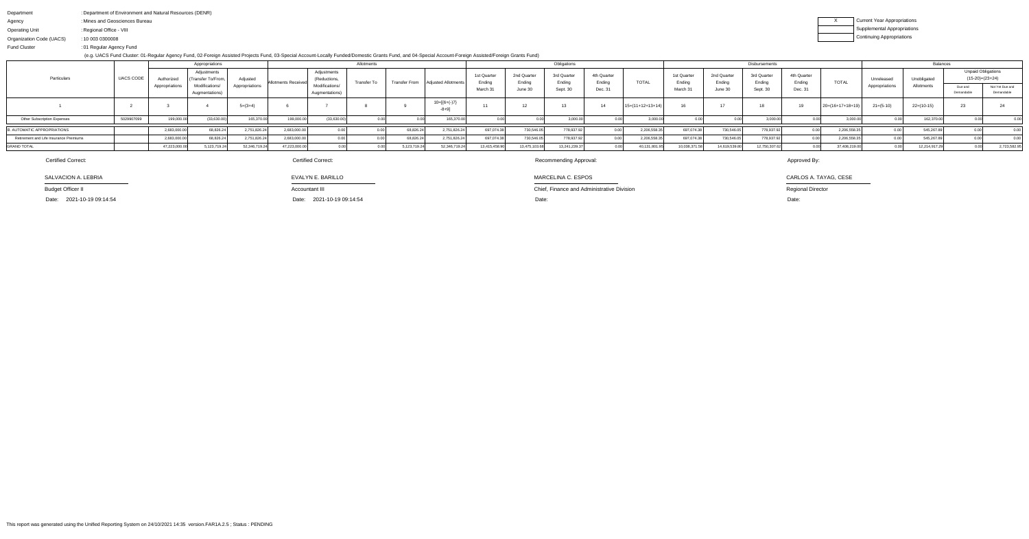Department : Department of Environment and Natural Resources (DENR)

Agency : Mines and Geosciences Bureau

Operating Unit : Regional Office - VIII

Organization Code (UACS) : 10 003 0300008

Fund Cluster : 01 Regular Agency Fund

(e.g. UACS Fund Cluster: 01-Regular Agency Fund, 02-Foreign Assisted Projects Fund, 03-Special Account-Locally Funded/Domestic Grants Fund, and 04-Special Account-Foreign Assisted/Foreign Grants Fund)

| X | Current Year Appropriations |
|---|---|
| | Supplemental Appropriations |
| | Continuing Appropriations |

| Particulars | UACS CODE | Appropriations | | | Allotments | | | | | Obligations | | | | | Disbursements | | | | | Balances | | | |
|---|---|---|---|---|---|---|---|---|---|---|---|---|---|---|---|---|---|---|---|---|---|---|---|
| | | Authorized Appropriations | Adjustments (Transfer To/From, Modifications/ Augmentations) | Adjusted Appropriations | Allotments Received | Adjustments (Reductions, Modifications/ Augmentations) | Transfer To | Transfer From | Adjusted Allotments | 1st Quarter Ending March 31 | 2nd Quarter Ending June 30 | 3rd Quarter Ending Sept. 30 | 4th Quarter Ending Dec. 31 | TOTAL | 1st Quarter Ending March 31 | 2nd Quarter Ending June 30 | 3rd Quarter Ending Sept. 30 | 4th Quarter Ending Dec. 31 | TOTAL | Unreleased Appropriations | Unobligated Allotments | Unpaid Obligations (15-20)=(23+24) Due and Demandable | Unpaid Obligations (15-20)=(23+24) Not Yet Due and Demandable |
| 1 | 2 | 3 | 4 | 5=(3+4) | 6 | 7 | 8 | 9 | 10=[{6+(-)7}-8+9] | 11 | 12 | 13 | 14 | 15=(11+12+13+14) | 16 | 17 | 18 | 19 | 20=(16+17+18+19) | 21=(5-10) | 22=(10-15) | 23 | 24 |
| Other Subscription Expenses | 5029907099 | 199,000.00 | (33,630.00) | 165,370.00 | 199,000.00 | (33,630.00) | 0.00 | 0.00 | 165,370.00 | 0.00 | 0.00 | 3,000.00 | 0.00 | 3,000.00 | 0.00 | 0.00 | 3,000.00 | 0.00 | 3,000.00 | 0.00 | 162,370.00 | 0.00 | 0.00 |
| B. AUTOMATIC APPROPRIATIONS | | 2,683,000.00 | 68,826.24 | 2,751,826.24 | 2,683,000.00 | 0.00 | 0.00 | 68,826.24 | 2,751,826.24 | 697,074.38 | 730,546.05 | 778,937.92 | 0.00 | 2,206,558.35 | 697,074.38 | 730,546.05 | 778,937.92 | 0.00 | 2,206,558.35 | 0.00 | 545,267.89 | 0.00 | 0.00 |
| Retirement and Life Insurance Premiums | | 2,683,000.00 | 68,826.24 | 2,751,826.24 | 2,683,000.00 | 0.00 | 0.00 | 68,826.24 | 2,751,826.24 | 697,074.38 | 730,546.05 | 778,937.92 | 0.00 | 2,206,558.35 | 697,074.38 | 730,546.05 | 778,937.92 | 0.00 | 2,206,558.35 | 0.00 | 545,267.89 | 0.00 | 0.00 |
| GRAND TOTAL | | 47,223,000.00 | 5,123,719.24 | 52,346,719.24 | 47,223,000.00 | 0.00 | 0.00 | 5,123,719.24 | 52,346,719.24 | 13,415,458.90 | 13,475,103.68 | 13,241,239.37 | 0.00 | 40,131,801.95 | 10,038,371.58 | 14,619,539.80 | 12,750,307.62 | 0.00 | 37,408,219.00 | 0.00 | 12,214,917.29 | 0.00 | 2,723,582.95 |

| Certified Correct: | Certified Correct: | Recommending Approval: | Approved By: |
|---|---|---|---|
| SALVACION A. LEBRIA | EVALYN E. BARILLO | MARCELINA C. ESPOS | CARLOS A. TAYAG, CESE |
| Budget Officer II | Accountant III | Chief, Finance and Administrative Division | Regional Director |
| Date: 2021-10-19 09:14:54 | Date: 2021-10-19 09:14:54 | Date: | Date: |

This report was generated using the Unified Reporting System on 24/10/2021 14:35 version.FAR1A.2.5 ; Status : PENDING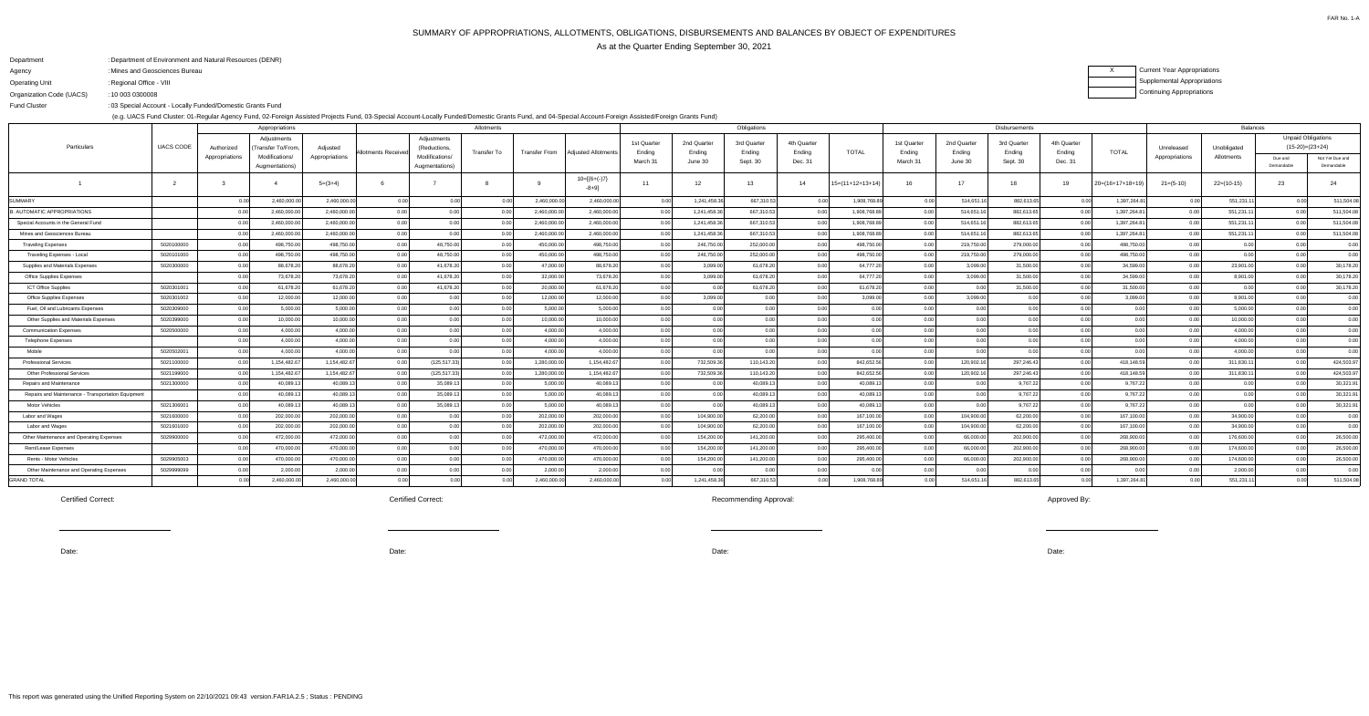FAR No. 1-A

# SUMMARY OF APPROPRIATIONS, ALLOTMENTS, OBLIGATIONS, DISBURSEMENTS AND BALANCES BY OBJECT OF EXPENDITURES

As at the Quarter Ending September 30, 2021

Department : Department of Environment and Natural Resources (DENR)

Agency : Mines and Geosciences Bureau

Operating Unit : Regional Office - VIII

Organization Code (UACS) : 10 003 0300008

Fund Cluster : 03 Special Account - Locally Funded/Domestic Grants Fund

(e.g. UACS Fund Cluster: 01-Regular Agency Fund, 02-Foreign Assisted Projects Fund, 03-Special Account-Locally Funded/Domestic Grants Fund, and 04-Special Account-Foreign Assisted/Foreign Grants Fund)

X Current Year Appropriations
Supplemental Appropriations
Continuing Appropriations

| Particulars | UACS CODE | Appropriations | | | Allotments | | | | | Obligations | | | | | Disbursements | | | | | Balances | | | |
|---|---|---|---|---|---|---|---|---|---|---|---|---|---|---|---|---|---|---|---|---|---|---|---|
| | | Authorized Appropriations | Adjustments (Transfer To/From, Modifications/ Augmentations) | Adjusted Appropriations | Allotments Received | Adjustments (Reductions, Modifications/ Augmentations) | Transfer To | Transfer From | Adjusted Allotments | 1st Quarter Ending March 31 | 2nd Quarter Ending June 30 | 3rd Quarter Ending Sept. 30 | 4th Quarter Ending Dec. 31 | TOTAL | 1st Quarter Ending March 31 | 2nd Quarter Ending June 30 | 3rd Quarter Ending Sept. 30 | 4th Quarter Ending Dec. 31 | TOTAL | Unreleased Appropriations | Unobligated Allotments | Unpaid Obligations (15-20)=(23+24) Due and Demandable | Not Yet Due and Demandable |
| 1 | 2 | 3 | 4 | 5=(3+4) | 6 | 7 | 8 | 9 | 10=[{6+(-)7}-8+9] | 11 | 12 | 13 | 14 | 15=(11+12+13+14) | 16 | 17 | 18 | 19 | 20=(16+17+18+19) | 21=(5-10) | 22=(10-15) | 23 | 24 |
| SUMMARY | | 0.00 | 2,460,000.00 | 2,460,000.00 | 0.00 | 0.00 | 0.00 | 2,460,000.00 | 2,460,000.00 | 0.00 | 1,241,458.36 | 667,310.53 | 0.00 | 1,908,768.89 | 0.00 | 514,651.16 | 882,613.65 | 0.00 | 1,397,264.81 | 0.00 | 551,231.11 | 0.00 | 511,504.08 |
| B. AUTOMATIC APPROPRIATIONS | | 0.00 | 2,460,000.00 | 2,460,000.00 | 0.00 | 0.00 | 0.00 | 2,460,000.00 | 2,460,000.00 | 0.00 | 1,241,458.36 | 667,310.53 | 0.00 | 1,908,768.89 | 0.00 | 514,651.16 | 882,613.65 | 0.00 | 1,397,264.81 | 0.00 | 551,231.11 | 0.00 | 511,504.08 |
| Special Accounts in the General Fund | | 0.00 | 2,460,000.00 | 2,460,000.00 | 0.00 | 0.00 | 0.00 | 2,460,000.00 | 2,460,000.00 | 0.00 | 1,241,458.36 | 667,310.53 | 0.00 | 1,908,768.89 | 0.00 | 514,651.16 | 882,613.65 | 0.00 | 1,397,264.81 | 0.00 | 551,231.11 | 0.00 | 511,504.08 |
| Mines and Geosciences Bureau | | 0.00 | 2,460,000.00 | 2,460,000.00 | 0.00 | 0.00 | 0.00 | 2,460,000.00 | 2,460,000.00 | 0.00 | 1,241,458.36 | 667,310.53 | 0.00 | 1,908,768.89 | 0.00 | 514,651.16 | 882,613.65 | 0.00 | 1,397,264.81 | 0.00 | 551,231.11 | 0.00 | 511,504.08 |
| Traveling Expenses | 5020100000 | 0.00 | 498,750.00 | 498,750.00 | 0.00 | 48,750.00 | 0.00 | 450,000.00 | 498,750.00 | 0.00 | 246,750.00 | 252,000.00 | 0.00 | 498,750.00 | 0.00 | 219,750.00 | 279,000.00 | 0.00 | 498,750.00 | 0.00 | 0.00 | 0.00 | 0.00 |
| Traveling Expenses - Local | 5020101000 | 0.00 | 498,750.00 | 498,750.00 | 0.00 | 48,750.00 | 0.00 | 450,000.00 | 498,750.00 | 0.00 | 246,750.00 | 252,000.00 | 0.00 | 498,750.00 | 0.00 | 219,750.00 | 279,000.00 | 0.00 | 498,750.00 | 0.00 | 0.00 | 0.00 | 0.00 |
| Supplies and Materials Expenses | 5020300000 | 0.00 | 88,678.20 | 88,678.20 | 0.00 | 41,678.20 | 0.00 | 47,000.00 | 88,678.20 | 0.00 | 3,099.00 | 61,678.20 | 0.00 | 64,777.20 | 0.00 | 3,099.00 | 31,500.00 | 0.00 | 34,599.00 | 0.00 | 23,901.00 | 0.00 | 30,178.20 |
| Office Supplies Expenses | | 0.00 | 73,678.20 | 73,678.20 | 0.00 | 41,678.20 | 0.00 | 32,000.00 | 73,678.20 | 0.00 | 3,099.00 | 61,678.20 | 0.00 | 64,777.20 | 0.00 | 3,099.00 | 31,500.00 | 0.00 | 34,599.00 | 0.00 | 8,901.00 | 0.00 | 30,178.20 |
| ICT Office Supplies | 5020301001 | 0.00 | 61,678.20 | 61,678.20 | 0.00 | 41,678.20 | 0.00 | 20,000.00 | 61,678.20 | 0.00 | 0.00 | 61,678.20 | 0.00 | 61,678.20 | 0.00 | 0.00 | 31,500.00 | 0.00 | 31,500.00 | 0.00 | 0.00 | 0.00 | 30,178.20 |
| Office Supplies Expenses | 5020301002 | 0.00 | 12,000.00 | 12,000.00 | 0.00 | 0.00 | 0.00 | 12,000.00 | 12,000.00 | 0.00 | 3,099.00 | 0.00 | 0.00 | 3,099.00 | 0.00 | 3,099.00 | 0.00 | 0.00 | 3,099.00 | 0.00 | 8,901.00 | 0.00 | 0.00 |
| Fuel, Oil and Lubricants Expenses | 5020309000 | 0.00 | 5,000.00 | 5,000.00 | 0.00 | 0.00 | 0.00 | 5,000.00 | 5,000.00 | 0.00 | 0.00 | 0.00 | 0.00 | 0.00 | 0.00 | 0.00 | 0.00 | 0.00 | 0.00 | 0.00 | 5,000.00 | 0.00 | 0.00 |
| Other Supplies and Materials Expenses | 5020399000 | 0.00 | 10,000.00 | 10,000.00 | 0.00 | 0.00 | 0.00 | 10,000.00 | 10,000.00 | 0.00 | 0.00 | 0.00 | 0.00 | 0.00 | 0.00 | 0.00 | 0.00 | 0.00 | 0.00 | 0.00 | 10,000.00 | 0.00 | 0.00 |
| Communication Expenses | 5020500000 | 0.00 | 4,000.00 | 4,000.00 | 0.00 | 0.00 | 0.00 | 4,000.00 | 4,000.00 | 0.00 | 0.00 | 0.00 | 0.00 | 0.00 | 0.00 | 0.00 | 0.00 | 0.00 | 0.00 | 0.00 | 4,000.00 | 0.00 | 0.00 |
| Telephone Expenses | | 0.00 | 4,000.00 | 4,000.00 | 0.00 | 0.00 | 0.00 | 4,000.00 | 4,000.00 | 0.00 | 0.00 | 0.00 | 0.00 | 0.00 | 0.00 | 0.00 | 0.00 | 0.00 | 0.00 | 0.00 | 4,000.00 | 0.00 | 0.00 |
| Mobile | 5020502001 | 0.00 | 4,000.00 | 4,000.00 | 0.00 | 0.00 | 0.00 | 4,000.00 | 4,000.00 | 0.00 | 0.00 | 0.00 | 0.00 | 0.00 | 0.00 | 0.00 | 0.00 | 0.00 | 0.00 | 0.00 | 4,000.00 | 0.00 | 0.00 |
| Professional Services | 5021100000 | 0.00 | 1,154,482.67 | 1,154,482.67 | 0.00 | (125,517.33) | 0.00 | 1,280,000.00 | 1,154,482.67 | 0.00 | 732,509.36 | 110,143.20 | 0.00 | 842,652.56 | 0.00 | 120,902.16 | 297,246.43 | 0.00 | 418,148.59 | 0.00 | 311,830.11 | 0.00 | 424,503.97 |
| Other Professional Services | 5021199000 | 0.00 | 1,154,482.67 | 1,154,482.67 | 0.00 | (125,517.33) | 0.00 | 1,280,000.00 | 1,154,482.67 | 0.00 | 732,509.36 | 110,143.20 | 0.00 | 842,652.56 | 0.00 | 120,902.16 | 297,246.43 | 0.00 | 418,148.59 | 0.00 | 311,830.11 | 0.00 | 424,503.97 |
| Repairs and Maintenance | 5021300000 | 0.00 | 40,089.13 | 40,089.13 | 0.00 | 35,089.13 | 0.00 | 5,000.00 | 40,089.13 | 0.00 | 0.00 | 40,089.13 | 0.00 | 40,089.13 | 0.00 | 0.00 | 9,767.22 | 0.00 | 9,767.22 | 0.00 | 0.00 | 0.00 | 30,321.91 |
| Repairs and Maintenance - Transportation Equipment | | 0.00 | 40,089.13 | 40,089.13 | 0.00 | 35,089.13 | 0.00 | 5,000.00 | 40,089.13 | 0.00 | 0.00 | 40,089.13 | 0.00 | 40,089.13 | 0.00 | 0.00 | 9,767.22 | 0.00 | 9,767.22 | 0.00 | 0.00 | 0.00 | 30,321.91 |
| Motor Vehicles | 5021306001 | 0.00 | 40,089.13 | 40,089.13 | 0.00 | 35,089.13 | 0.00 | 5,000.00 | 40,089.13 | 0.00 | 0.00 | 40,089.13 | 0.00 | 40,089.13 | 0.00 | 0.00 | 9,767.22 | 0.00 | 9,767.22 | 0.00 | 0.00 | 0.00 | 30,321.91 |
| Labor and Wages | 5021600000 | 0.00 | 202,000.00 | 202,000.00 | 0.00 | 0.00 | 0.00 | 202,000.00 | 202,000.00 | 0.00 | 104,900.00 | 62,200.00 | 0.00 | 167,100.00 | 0.00 | 104,900.00 | 62,200.00 | 0.00 | 167,100.00 | 0.00 | 34,900.00 | 0.00 | 0.00 |
| Labor and Wages | 5021601000 | 0.00 | 202,000.00 | 202,000.00 | 0.00 | 0.00 | 0.00 | 202,000.00 | 202,000.00 | 0.00 | 104,900.00 | 62,200.00 | 0.00 | 167,100.00 | 0.00 | 104,900.00 | 62,200.00 | 0.00 | 167,100.00 | 0.00 | 34,900.00 | 0.00 | 0.00 |
| Other Maintenance and Operating Expenses | 5029900000 | 0.00 | 472,000.00 | 472,000.00 | 0.00 | 0.00 | 0.00 | 472,000.00 | 472,000.00 | 0.00 | 154,200.00 | 141,200.00 | 0.00 | 295,400.00 | 0.00 | 66,000.00 | 202,900.00 | 0.00 | 268,900.00 | 0.00 | 176,600.00 | 0.00 | 26,500.00 |
| Rent/Lease Expenses | | 0.00 | 470,000.00 | 470,000.00 | 0.00 | 0.00 | 0.00 | 470,000.00 | 470,000.00 | 0.00 | 154,200.00 | 141,200.00 | 0.00 | 295,400.00 | 0.00 | 66,000.00 | 202,900.00 | 0.00 | 268,900.00 | 0.00 | 174,600.00 | 0.00 | 26,500.00 |
| Rents - Motor Vehicles | 5029905003 | 0.00 | 470,000.00 | 470,000.00 | 0.00 | 0.00 | 0.00 | 470,000.00 | 470,000.00 | 0.00 | 154,200.00 | 141,200.00 | 0.00 | 295,400.00 | 0.00 | 66,000.00 | 202,900.00 | 0.00 | 268,900.00 | 0.00 | 174,600.00 | 0.00 | 26,500.00 |
| Other Maintenance and Operating Expenses | 5029999099 | 0.00 | 2,000.00 | 2,000.00 | 0.00 | 0.00 | 0.00 | 2,000.00 | 2,000.00 | 0.00 | 0.00 | 0.00 | 0.00 | 0.00 | 0.00 | 0.00 | 0.00 | 0.00 | 0.00 | 0.00 | 2,000.00 | 0.00 | 0.00 |
| GRAND TOTAL | | 0.00 | 2,460,000.00 | 2,460,000.00 | 0.00 | 0.00 | 0.00 | 2,460,000.00 | 2,460,000.00 | 0.00 | 1,241,458.36 | 667,310.53 | 0.00 | 1,908,768.89 | 0.00 | 514,651.16 | 882,613.65 | 0.00 | 1,397,264.81 | 0.00 | 551,231.11 | 0.00 | 511,504.08 |

Certified Correct: Certified Correct: Recommending Approval: Approved By:

Date: Date: Date: Date:

This report was generated using the Unified Reporting System on 22/10/2021 09:43 version.FAR1A.2.5 ; Status : PENDING